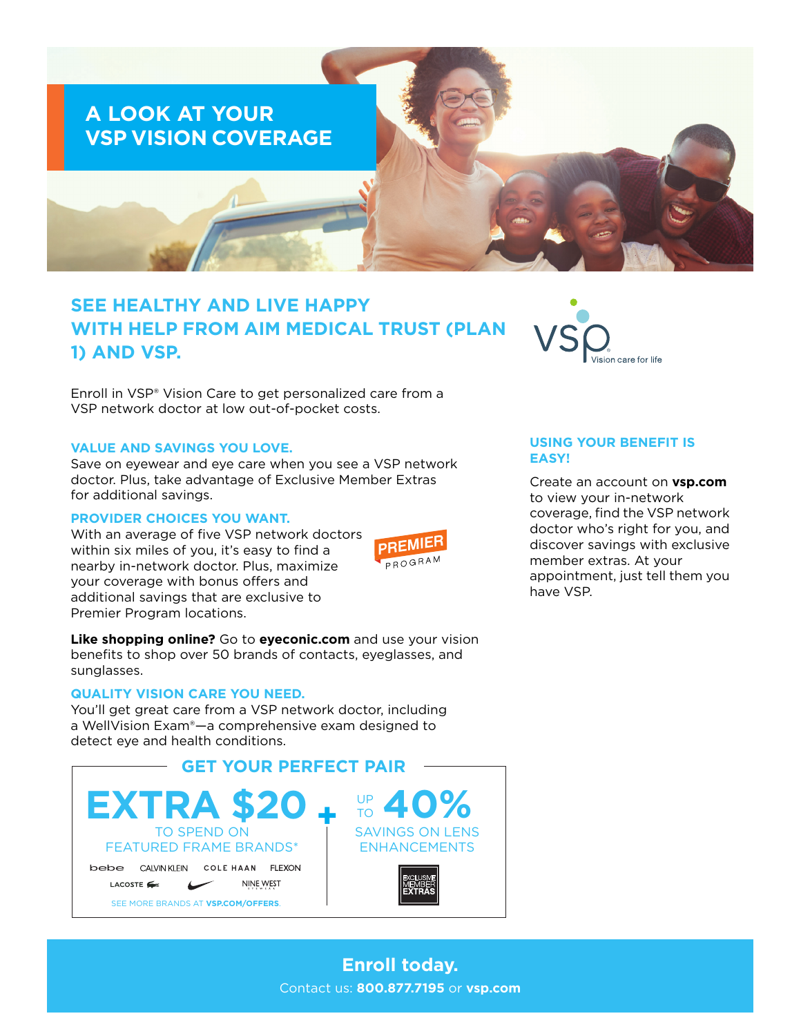# A LOOK AT YOUR VSP VISION COVERAGE

## SEE HEALTHY AND LIVE HAPPY WITH HELP FROM AIM MEDICAL TRUST (PLAN 1) AND VSP.

VSP Vision care for life

Enroll in VSP® Vision Care to get personalized care from a VSP network doctor at low out-of-pocket costs.

### VALUE AND SAVINGS YOU LOVE.

Save on eyewear and eye care when you see a VSP network doctor. Plus, take advantage of Exclusive Member Extras for additional savings.

### PROVIDER CHOICES YOU WANT.

With an average of five VSP network doctors within six miles of you, it's easy to find a nearby in-network doctor. Plus, maximize your coverage with bonus offers and additional savings that are exclusive to Premier Program locations.

PREMIER PROGRAM

**Like shopping online?** Go to **eyeconic.com** and use your vision benefits to shop over 50 brands of contacts, eyeglasses, and sunglasses.

### QUALITY VISION CARE YOU NEED.

You'll get great care from a VSP network doctor, including a WellVision Exam®—a comprehensive exam designed to detect eye and health conditions.

### GET YOUR PERFECT PAIR

**EXTRA $20** TO SPEND ON FEATURED FRAME BRANDS*

bebe, CALVIN KLEIN, COLE HAAN, FLEXON, LACOSTE, Nike, NINE WEST

SEE MORE BRANDS AT **VSP.COM/OFFERS**.

\+

UP TO **40%** SAVINGS ON LENS ENHANCEMENTS

EXCLUSIVE MEMBER EXTRAS

### USING YOUR BENEFIT IS EASY!

Create an account on **vsp.com** to view your in-network coverage, find the VSP network doctor who's right for you, and discover savings with exclusive member extras. At your appointment, just tell them you have VSP.

**Enroll today.**

Contact us: **800.877.7195** or **vsp.com**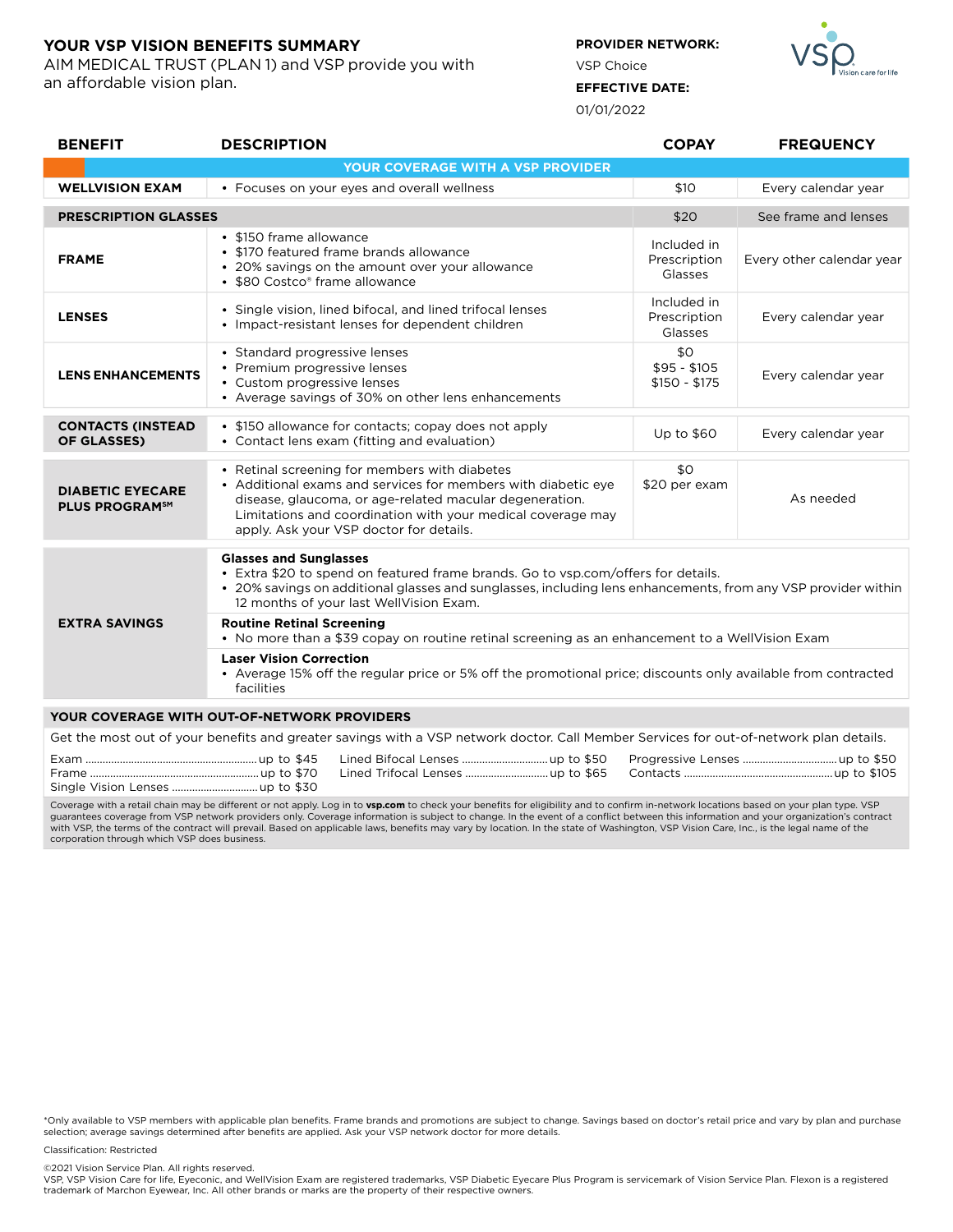# YOUR VSP VISION BENEFITS SUMMARY

AIM MEDICAL TRUST (PLAN 1) and VSP provide you with an affordable vision plan.

**PROVIDER NETWORK:**
VSP Choice

**EFFECTIVE DATE:**
01/01/2022

| BENEFIT | DESCRIPTION | COPAY | FREQUENCY |
|---|---|---|---|
| | **YOUR COVERAGE WITH A VSP PROVIDER** | | |
| **WELLVISION EXAM** | • Focuses on your eyes and overall wellness | $10 | Every calendar year |
| **PRESCRIPTION GLASSES** | | $20 | See frame and lenses |
| **FRAME** | • $150 frame allowance<br>• $170 featured frame brands allowance<br>• 20% savings on the amount over your allowance<br>• $80 Costco® frame allowance | Included in Prescription Glasses | Every other calendar year |
| **LENSES** | • Single vision, lined bifocal, and lined trifocal lenses<br>• Impact-resistant lenses for dependent children | Included in Prescription Glasses | Every calendar year |
| **LENS ENHANCEMENTS** | • Standard progressive lenses<br>• Premium progressive lenses<br>• Custom progressive lenses<br>• Average savings of 30% on other lens enhancements | $0<br>$95 - $105<br>$150 - $175 | Every calendar year |
| **CONTACTS (INSTEAD OF GLASSES)** | • $150 allowance for contacts; copay does not apply<br>• Contact lens exam (fitting and evaluation) | Up to $60 | Every calendar year |
| **DIABETIC EYECARE PLUS PROGRAM℠** | • Retinal screening for members with diabetes<br>• Additional exams and services for members with diabetic eye disease, glaucoma, or age-related macular degeneration. Limitations and coordination with your medical coverage may apply. Ask your VSP doctor for details. | $0<br>$20 per exam | As needed |
| **EXTRA SAVINGS** | **Glasses and Sunglasses**<br>• Extra $20 to spend on featured frame brands. Go to vsp.com/offers for details.<br>• 20% savings on additional glasses and sunglasses, including lens enhancements, from any VSP provider within 12 months of your last WellVision Exam.<br>**Routine Retinal Screening**<br>• No more than a $39 copay on routine retinal screening as an enhancement to a WellVision Exam<br>**Laser Vision Correction**<br>• Average 15% off the regular price or 5% off the promotional price; discounts only available from contracted facilities | | |

## YOUR COVERAGE WITH OUT-OF-NETWORK PROVIDERS

Get the most out of your benefits and greater savings with a VSP network doctor. Call Member Services for out-of-network plan details.

| | | | | | |
|---|---|---|---|---|---|
| Exam | up to $45 | Lined Bifocal Lenses | up to $50 | Progressive Lenses | up to $50 |
| Frame | up to $70 | Lined Trifocal Lenses | up to $65 | Contacts | up to $105 |
| Single Vision Lenses | up to $30 | | | | |

Coverage with a retail chain may be different or not apply. Log in to **vsp.com** to check your benefits for eligibility and to confirm in-network locations based on your plan type. VSP guarantees coverage from VSP network providers only. Coverage information is subject to change. In the event of a conflict between this information and your organization's contract with VSP, the terms of the contract will prevail. Based on applicable laws, benefits may vary by location. In the state of Washington, VSP Vision Care, Inc., is the legal name of the corporation through which VSP does business.

*Only available to VSP members with applicable plan benefits. Frame brands and promotions are subject to change. Savings based on doctor's retail price and vary by plan and purchase selection; average savings determined after benefits are applied. Ask your VSP network doctor for more details.

Classification: Restricted

©2021 Vision Service Plan. All rights reserved.
VSP, VSP Vision Care for life, Eyeconic, and WellVision Exam are registered trademarks, VSP Diabetic Eyecare Plus Program is servicemark of Vision Service Plan. Flexon is a registered trademark of Marchon Eyewear, Inc. All other brands or marks are the property of their respective owners.